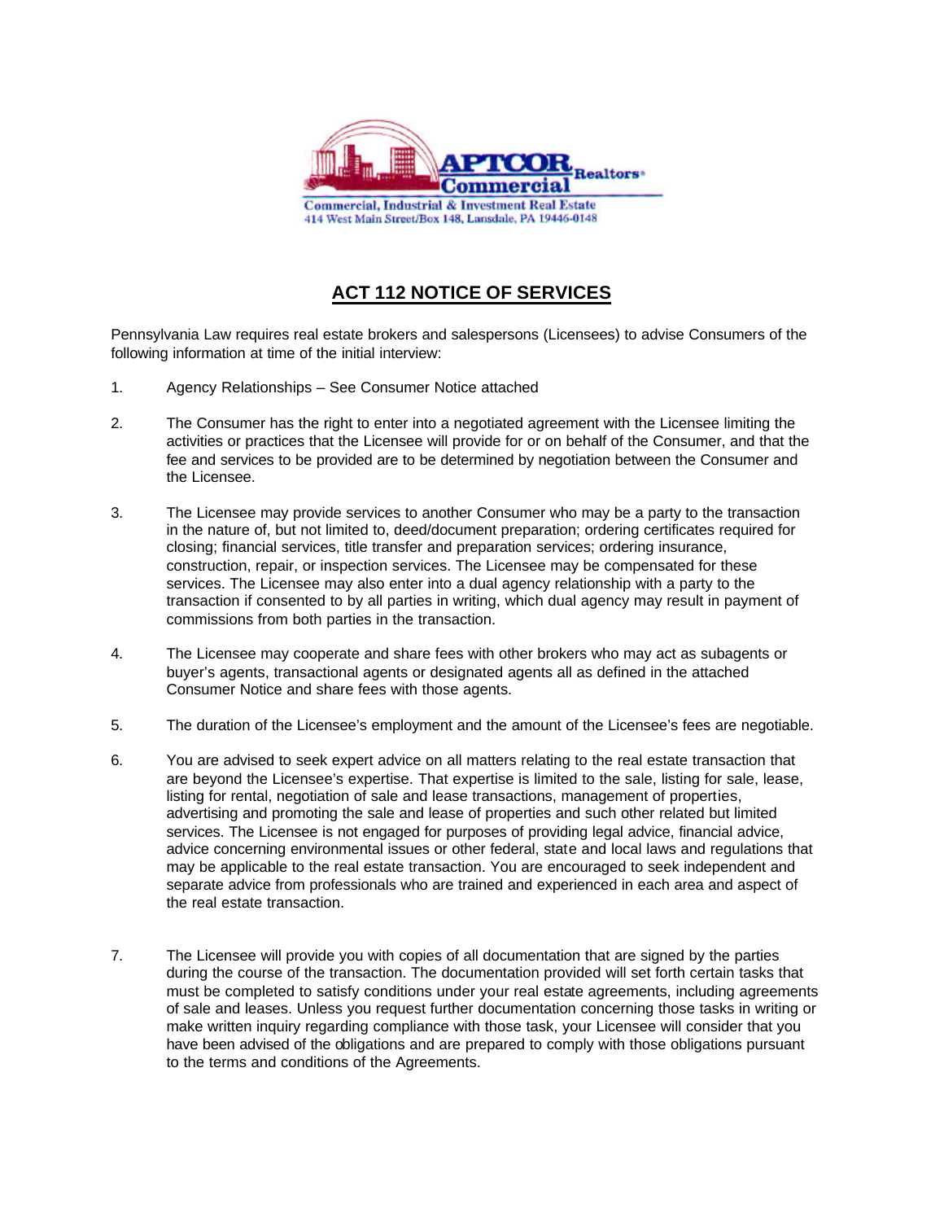APTCOR Commercial Realtors®

Commercial, Industrial & Investment Real Estate
414 West Main Street/Box 148, Lansdale, PA 19446-0148

# ACT 112 NOTICE OF SERVICES

Pennsylvania Law requires real estate brokers and salespersons (Licensees) to advise Consumers of the following information at time of the initial interview:

1. Agency Relationships – See Consumer Notice attached

2. The Consumer has the right to enter into a negotiated agreement with the Licensee limiting the activities or practices that the Licensee will provide for or on behalf of the Consumer, and that the fee and services to be provided are to be determined by negotiation between the Consumer and the Licensee.

3. The Licensee may provide services to another Consumer who may be a party to the transaction in the nature of, but not limited to, deed/document preparation; ordering certificates required for closing; financial services, title transfer and preparation services; ordering insurance, construction, repair, or inspection services. The Licensee may be compensated for these services. The Licensee may also enter into a dual agency relationship with a party to the transaction if consented to by all parties in writing, which dual agency may result in payment of commissions from both parties in the transaction.

4. The Licensee may cooperate and share fees with other brokers who may act as subagents or buyer's agents, transactional agents or designated agents all as defined in the attached Consumer Notice and share fees with those agents.

5. The duration of the Licensee's employment and the amount of the Licensee's fees are negotiable.

6. You are advised to seek expert advice on all matters relating to the real estate transaction that are beyond the Licensee's expertise. That expertise is limited to the sale, listing for sale, lease, listing for rental, negotiation of sale and lease transactions, management of properties, advertising and promoting the sale and lease of properties and such other related but limited services. The Licensee is not engaged for purposes of providing legal advice, financial advice, advice concerning environmental issues or other federal, state and local laws and regulations that may be applicable to the real estate transaction. You are encouraged to seek independent and separate advice from professionals who are trained and experienced in each area and aspect of the real estate transaction.

7. The Licensee will provide you with copies of all documentation that are signed by the parties during the course of the transaction. The documentation provided will set forth certain tasks that must be completed to satisfy conditions under your real estate agreements, including agreements of sale and leases. Unless you request further documentation concerning those tasks in writing or make written inquiry regarding compliance with those task, your Licensee will consider that you have been advised of the obligations and are prepared to comply with those obligations pursuant to the terms and conditions of the Agreements.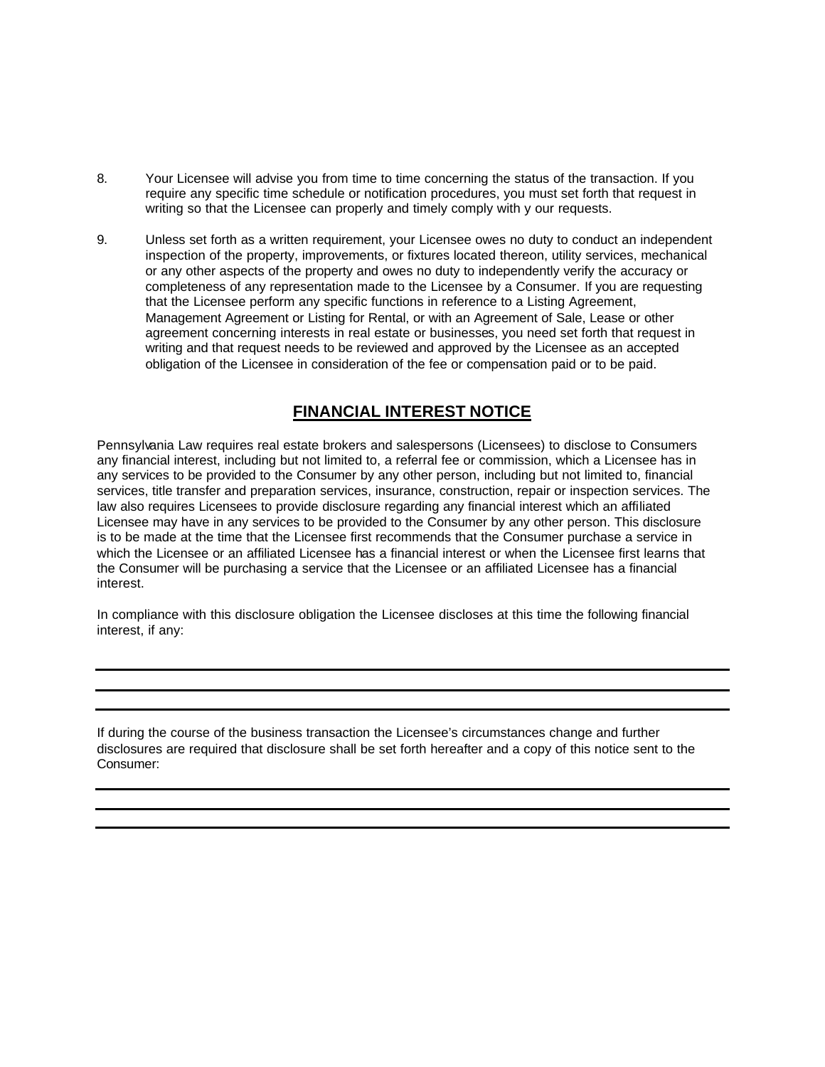8. Your Licensee will advise you from time to time concerning the status of the transaction. If you require any specific time schedule or notification procedures, you must set forth that request in writing so that the Licensee can properly and timely comply with y our requests.

9. Unless set forth as a written requirement, your Licensee owes no duty to conduct an independent inspection of the property, improvements, or fixtures located thereon, utility services, mechanical or any other aspects of the property and owes no duty to independently verify the accuracy or completeness of any representation made to the Licensee by a Consumer. If you are requesting that the Licensee perform any specific functions in reference to a Listing Agreement, Management Agreement or Listing for Rental, or with an Agreement of Sale, Lease or other agreement concerning interests in real estate or businesses, you need set forth that request in writing and that request needs to be reviewed and approved by the Licensee as an accepted obligation of the Licensee in consideration of the fee or compensation paid or to be paid.

## FINANCIAL INTEREST NOTICE

Pennsylvania Law requires real estate brokers and salespersons (Licensees) to disclose to Consumers any financial interest, including but not limited to, a referral fee or commission, which a Licensee has in any services to be provided to the Consumer by any other person, including but not limited to, financial services, title transfer and preparation services, insurance, construction, repair or inspection services. The law also requires Licensees to provide disclosure regarding any financial interest which an affiliated Licensee may have in any services to be provided to the Consumer by any other person. This disclosure is to be made at the time that the Licensee first recommends that the Consumer purchase a service in which the Licensee or an affiliated Licensee has a financial interest or when the Licensee first learns that the Consumer will be purchasing a service that the Licensee or an affiliated Licensee has a financial interest.

In compliance with this disclosure obligation the Licensee discloses at this time the following financial interest, if any:

\_\_\_\_\_\_\_\_\_\_\_\_\_\_\_\_\_\_\_\_\_\_\_\_\_\_\_\_\_\_\_\_\_\_\_\_\_\_\_\_\_\_\_\_\_\_\_\_\_\_\_\_\_\_\_\_\_\_\_\_\_\_\_\_\_\_\_\_\_\_\_\_

\_\_\_\_\_\_\_\_\_\_\_\_\_\_\_\_\_\_\_\_\_\_\_\_\_\_\_\_\_\_\_\_\_\_\_\_\_\_\_\_\_\_\_\_\_\_\_\_\_\_\_\_\_\_\_\_\_\_\_\_\_\_\_\_\_\_\_\_\_\_\_\_

\_\_\_\_\_\_\_\_\_\_\_\_\_\_\_\_\_\_\_\_\_\_\_\_\_\_\_\_\_\_\_\_\_\_\_\_\_\_\_\_\_\_\_\_\_\_\_\_\_\_\_\_\_\_\_\_\_\_\_\_\_\_\_\_\_\_\_\_\_\_\_\_

If during the course of the business transaction the Licensee's circumstances change and further disclosures are required that disclosure shall be set forth hereafter and a copy of this notice sent to the Consumer:

\_\_\_\_\_\_\_\_\_\_\_\_\_\_\_\_\_\_\_\_\_\_\_\_\_\_\_\_\_\_\_\_\_\_\_\_\_\_\_\_\_\_\_\_\_\_\_\_\_\_\_\_\_\_\_\_\_\_\_\_\_\_\_\_\_\_\_\_\_\_\_\_

\_\_\_\_\_\_\_\_\_\_\_\_\_\_\_\_\_\_\_\_\_\_\_\_\_\_\_\_\_\_\_\_\_\_\_\_\_\_\_\_\_\_\_\_\_\_\_\_\_\_\_\_\_\_\_\_\_\_\_\_\_\_\_\_\_\_\_\_\_\_\_\_

\_\_\_\_\_\_\_\_\_\_\_\_\_\_\_\_\_\_\_\_\_\_\_\_\_\_\_\_\_\_\_\_\_\_\_\_\_\_\_\_\_\_\_\_\_\_\_\_\_\_\_\_\_\_\_\_\_\_\_\_\_\_\_\_\_\_\_\_\_\_\_\_